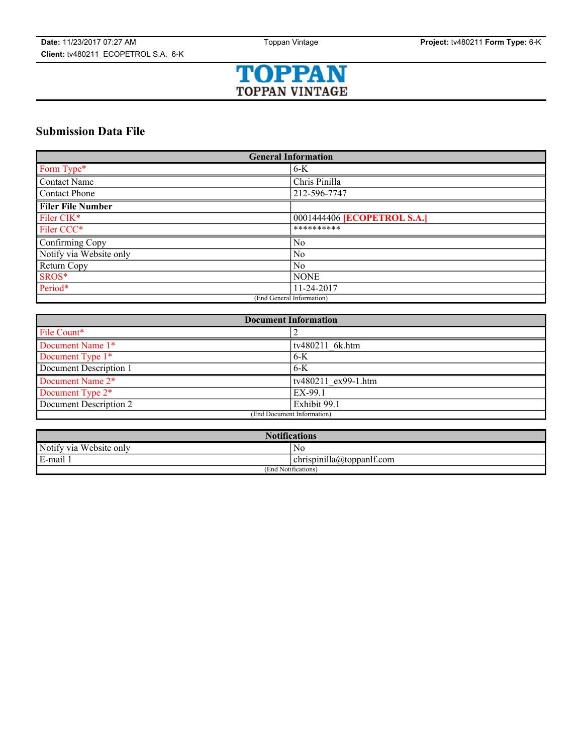# Submission Data File

| General Information | |
|---|---|
| Form Type* | 6-K |
| Contact Name | Chris Pinilla |
| Contact Phone | 212-596-7747 |
| **Filer File Number** | |
| Filer CIK* | 0001444406 **[ECOPETROL S.A.]** |
| Filer CCC* | ********** |
| Confirming Copy | No |
| Notify via Website only | No |
| Return Copy | No |
| SROS* | NONE |
| Period* | 11-24-2017 |
| (End General Information) | |

| Document Information | |
|---|---|
| File Count* | 2 |
| Document Name 1* | tv480211_6k.htm |
| Document Type 1* | 6-K |
| Document Description 1 | 6-K |
| Document Name 2* | tv480211_ex99-1.htm |
| Document Type 2* | EX-99.1 |
| Document Description 2 | Exhibit 99.1 |
| (End Document Information) | |

| Notifications | |
|---|---|
| Notify via Website only | No |
| E-mail 1 | chrispinilla@toppanlf.com |
| (End Notifications) | |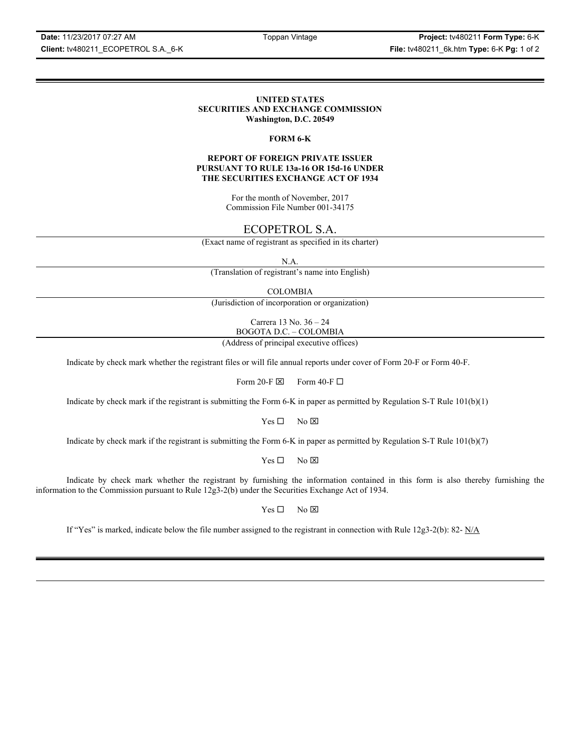**UNITED STATES**
**SECURITIES AND EXCHANGE COMMISSION**
**Washington, D.C. 20549**

**FORM 6-K**

**REPORT OF FOREIGN PRIVATE ISSUER**
**PURSUANT TO RULE 13a-16 OR 15d-16 UNDER**
**THE SECURITIES EXCHANGE ACT OF 1934**

For the month of November, 2017
Commission File Number 001-34175

ECOPETROL S.A.

(Exact name of registrant as specified in its charter)

N.A.

(Translation of registrant's name into English)

COLOMBIA

(Jurisdiction of incorporation or organization)

Carrera 13 No. 36 – 24
BOGOTA D.C. – COLOMBIA

(Address of principal executive offices)

Indicate by check mark whether the registrant files or will file annual reports under cover of Form 20-F or Form 40-F.

Form 20-F ☒ Form 40-F ☐

Indicate by check mark if the registrant is submitting the Form 6-K in paper as permitted by Regulation S-T Rule 101(b)(1)

Yes ☐ No ☒

Indicate by check mark if the registrant is submitting the Form 6-K in paper as permitted by Regulation S-T Rule 101(b)(7)

Yes ☐ No ☒

Indicate by check mark whether the registrant by furnishing the information contained in this form is also thereby furnishing the information to the Commission pursuant to Rule 12g3-2(b) under the Securities Exchange Act of 1934.

Yes ☐ No ☒

If "Yes" is marked, indicate below the file number assigned to the registrant in connection with Rule 12g3-2(b): 82- N/A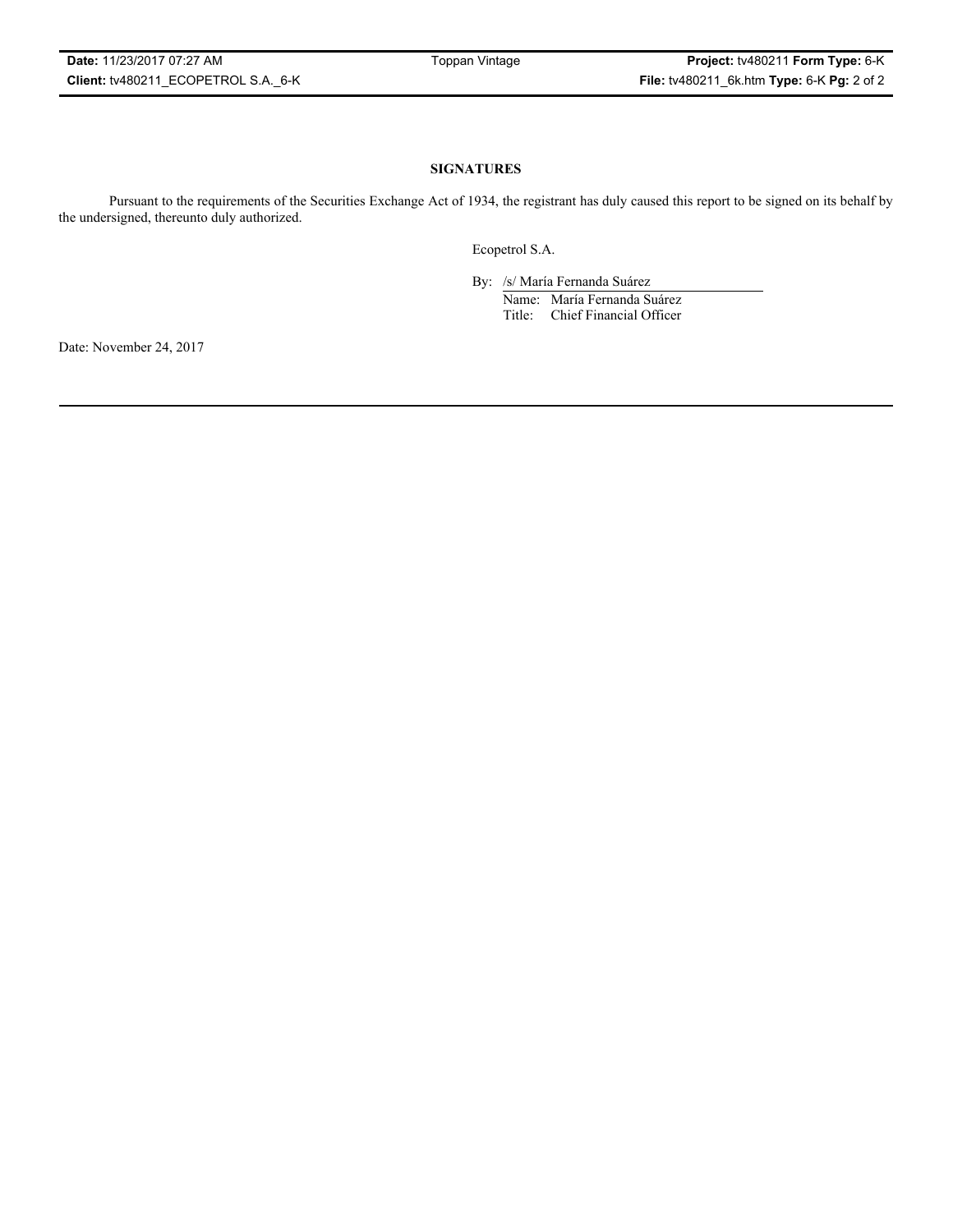## SIGNATURES

Pursuant to the requirements of the Securities Exchange Act of 1934, the registrant has duly caused this report to be signed on its behalf by the undersigned, thereunto duly authorized.

Ecopetrol S.A.

By: /s/ María Fernanda Suárez
Name: María Fernanda Suárez
Title: Chief Financial Officer

Date: November 24, 2017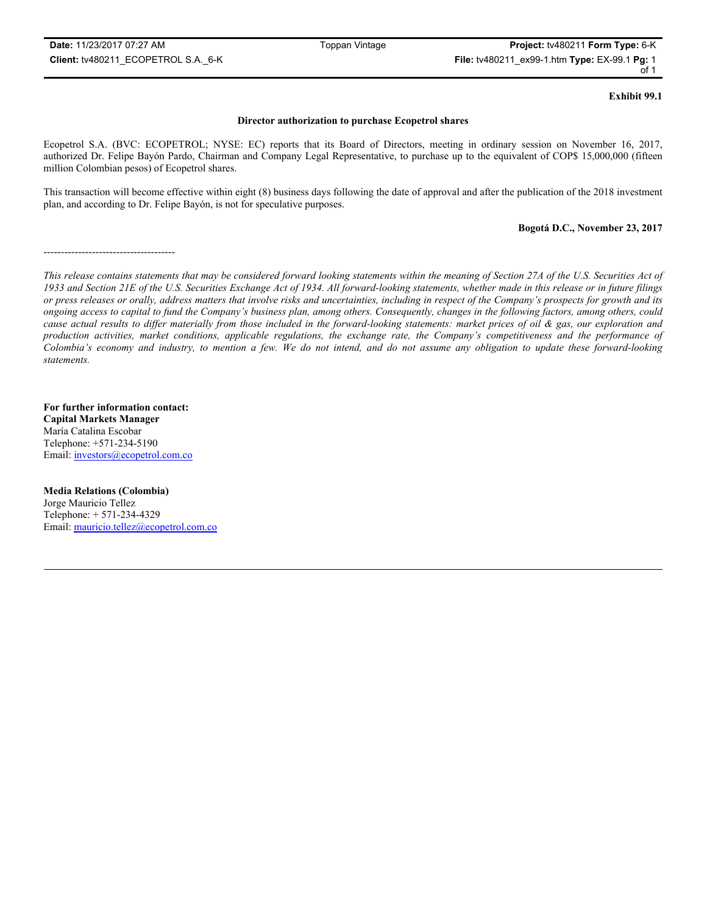**Exhibit 99.1**

**Director authorization to purchase Ecopetrol shares**

Ecopetrol S.A. (BVC: ECOPETROL; NYSE: EC) reports that its Board of Directors, meeting in ordinary session on November 16, 2017, authorized Dr. Felipe Bayón Pardo, Chairman and Company Legal Representative, to purchase up to the equivalent of COP$ 15,000,000 (fifteen million Colombian pesos) of Ecopetrol shares.

This transaction will become effective within eight (8) business days following the date of approval and after the publication of the 2018 investment plan, and according to Dr. Felipe Bayón, is not for speculative purposes.

**Bogotá D.C., November 23, 2017**

--------------------------------------

*This release contains statements that may be considered forward looking statements within the meaning of Section 27A of the U.S. Securities Act of 1933 and Section 21E of the U.S. Securities Exchange Act of 1934. All forward-looking statements, whether made in this release or in future filings or press releases or orally, address matters that involve risks and uncertainties, including in respect of the Company's prospects for growth and its ongoing access to capital to fund the Company's business plan, among others. Consequently, changes in the following factors, among others, could cause actual results to differ materially from those included in the forward-looking statements: market prices of oil & gas, our exploration and production activities, market conditions, applicable regulations, the exchange rate, the Company's competitiveness and the performance of Colombia's economy and industry, to mention a few. We do not intend, and do not assume any obligation to update these forward-looking statements.*

**For further information contact:**
**Capital Markets Manager**
María Catalina Escobar
Telephone: +571-234-5190
Email: investors@ecopetrol.com.co

**Media Relations (Colombia)**
Jorge Mauricio Tellez
Telephone: + 571-234-4329
Email: mauricio.tellez@ecopetrol.com.co